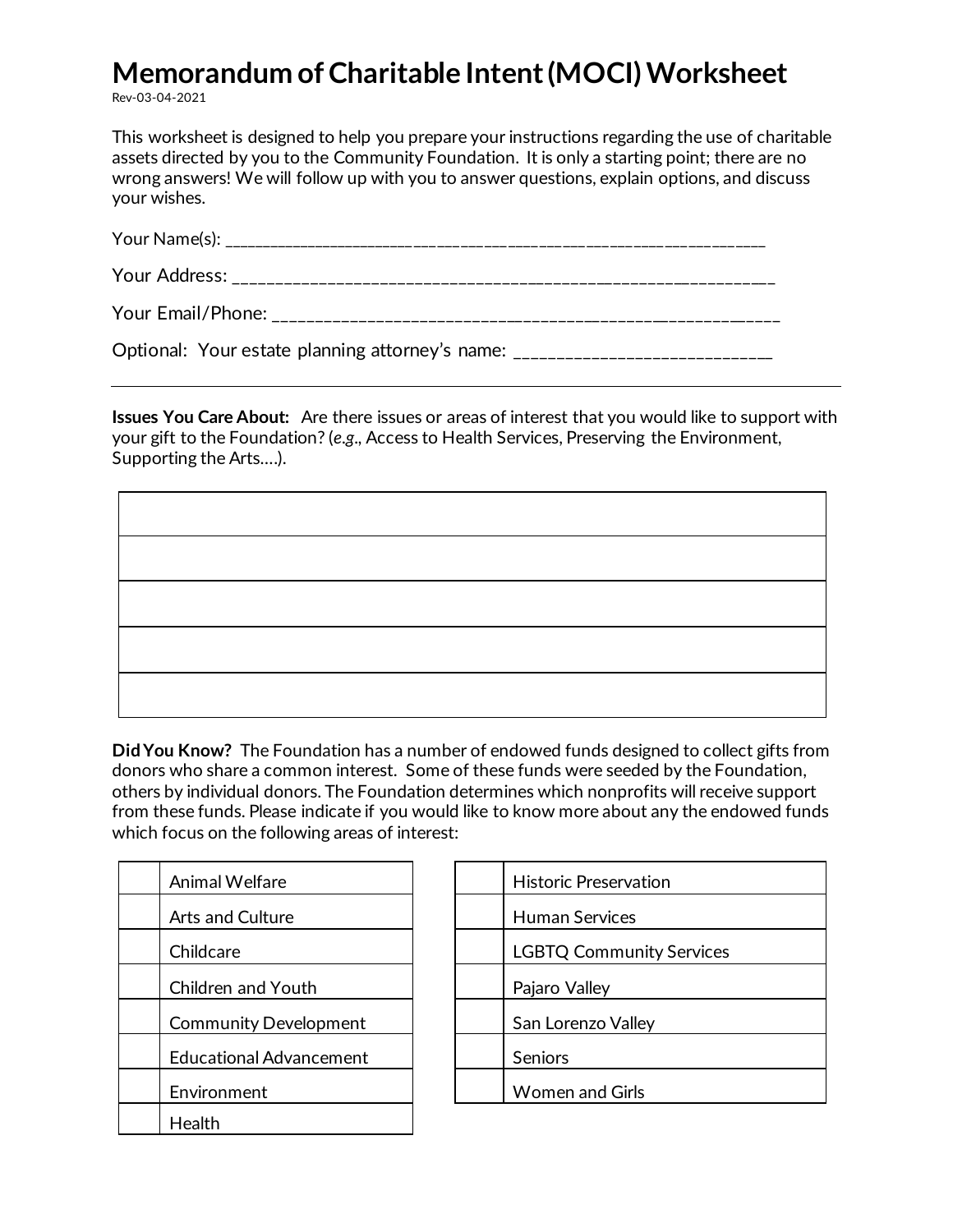# Memorandum of Charitable Intent (MOCI) Worksheet

Rev-03-04-2021

This worksheet is designed to help you prepare your instructions regarding the use of charitable assets directed by you to the Community Foundation. It is only a starting point; there are no wrong answers! We will follow up with you to answer questions, explain options, and discuss your wishes.

Your Name(s): ____________________________________________________________

Your Address: ____________________________________________________________

Your Email/Phone: _________________________________________________________

Optional: Your estate planning attorney's name: ___________________________

---

**Issues You Care About:** Are there issues or areas of interest that you would like to support with your gift to the Foundation? (*e.g*., Access to Health Services, Preserving the Environment, Supporting the Arts….).

| |
|---|
| |
| |
| |
| |
| |

**Did You Know?** The Foundation has a number of endowed funds designed to collect gifts from donors who share a common interest. Some of these funds were seeded by the Foundation, others by individual donors. The Foundation determines which nonprofits will receive support from these funds. Please indicate if you would like to know more about any the endowed funds which focus on the following areas of interest:

| | |
|---|---|
| | Animal Welfare |
| | Arts and Culture |
| | Childcare |
| | Children and Youth |
| | Community Development |
| | Educational Advancement |
| | Environment |
| | Health |

| | |
|---|---|
| | Historic Preservation |
| | Human Services |
| | LGBTQ Community Services |
| | Pajaro Valley |
| | San Lorenzo Valley |
| | Seniors |
| | Women and Girls |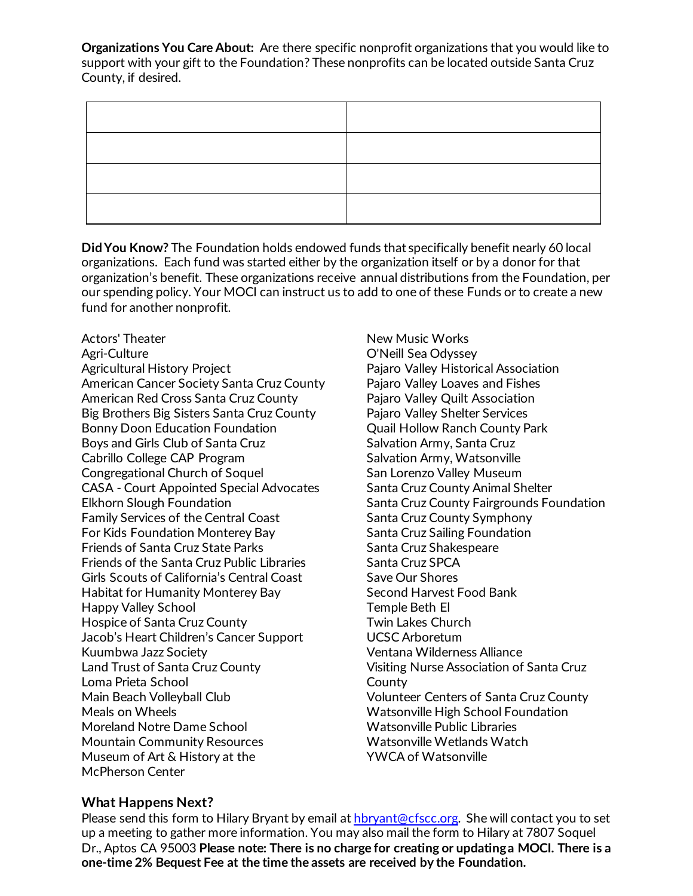**Organizations You Care About:** Are there specific nonprofit organizations that you would like to support with your gift to the Foundation? These nonprofits can be located outside Santa Cruz County, if desired.

| | |
|---|---|
| | |
| | |
| | |
| | |

**Did You Know?** The Foundation holds endowed funds that specifically benefit nearly 60 local organizations. Each fund was started either by the organization itself or by a donor for that organization's benefit. These organizations receive annual distributions from the Foundation, per our spending policy. Your MOCI can instruct us to add to one of these Funds or to create a new fund for another nonprofit.

Actors' Theater
Agri-Culture
Agricultural History Project
American Cancer Society Santa Cruz County
American Red Cross Santa Cruz County
Big Brothers Big Sisters Santa Cruz County
Bonny Doon Education Foundation
Boys and Girls Club of Santa Cruz
Cabrillo College CAP Program
Congregational Church of Soquel
CASA - Court Appointed Special Advocates
Elkhorn Slough Foundation
Family Services of the Central Coast
For Kids Foundation Monterey Bay
Friends of Santa Cruz State Parks
Friends of the Santa Cruz Public Libraries
Girls Scouts of California's Central Coast
Habitat for Humanity Monterey Bay
Happy Valley School
Hospice of Santa Cruz County
Jacob's Heart Children's Cancer Support
Kuumbwa Jazz Society
Land Trust of Santa Cruz County
Loma Prieta School
Main Beach Volleyball Club
Meals on Wheels
Moreland Notre Dame School
Mountain Community Resources
Museum of Art & History at the McPherson Center
New Music Works
O'Neill Sea Odyssey
Pajaro Valley Historical Association
Pajaro Valley Loaves and Fishes
Pajaro Valley Quilt Association
Pajaro Valley Shelter Services
Quail Hollow Ranch County Park
Salvation Army, Santa Cruz
Salvation Army, Watsonville
San Lorenzo Valley Museum
Santa Cruz County Animal Shelter
Santa Cruz County Fairgrounds Foundation
Santa Cruz County Symphony
Santa Cruz Sailing Foundation
Santa Cruz Shakespeare
Santa Cruz SPCA
Save Our Shores
Second Harvest Food Bank
Temple Beth El
Twin Lakes Church
UCSC Arboretum
Ventana Wilderness Alliance
Visiting Nurse Association of Santa Cruz County
Volunteer Centers of Santa Cruz County
Watsonville High School Foundation
Watsonville Public Libraries
Watsonville Wetlands Watch
YWCA of Watsonville

## What Happens Next?

Please send this form to Hilary Bryant by email at hbryant@cfscc.org. She will contact you to set up a meeting to gather more information. You may also mail the form to Hilary at 7807 Soquel Dr., Aptos CA 95003 **Please note: There is no charge for creating or updating a MOCI. There is a one-time 2% Bequest Fee at the time the assets are received by the Foundation.**